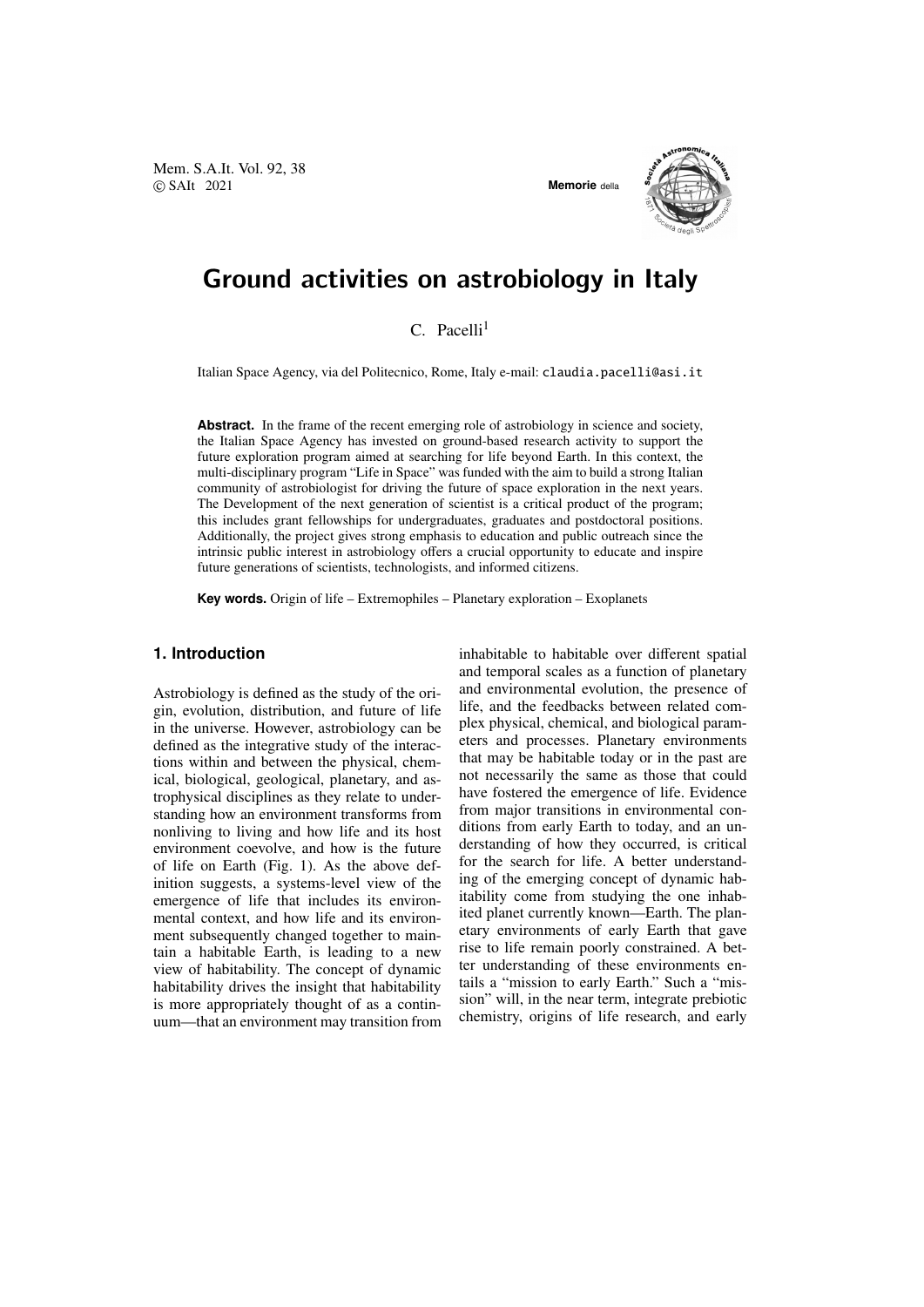# Ground activities on astrobiology in Italy

C. Pacelli[1]

Italian Space Agency, via del Politecnico, Rome, Italy e-mail: claudia.pacelli@asi.it

**Abstract.** In the frame of the recent emerging role of astrobiology in science and society, the Italian Space Agency has invested on ground-based research activity to support the future exploration program aimed at searching for life beyond Earth. In this context, the multi-disciplinary program "Life in Space" was funded with the aim to build a strong Italian community of astrobiologist for driving the future of space exploration in the next years. The Development of the next generation of scientist is a critical product of the program; this includes grant fellowships for undergraduates, graduates and postdoctoral positions. Additionally, the project gives strong emphasis to education and public outreach since the intrinsic public interest in astrobiology offers a crucial opportunity to educate and inspire future generations of scientists, technologists, and informed citizens.

**Key words.** Origin of life – Extremophiles – Planetary exploration – Exoplanets

## 1. Introduction

Astrobiology is defined as the study of the origin, evolution, distribution, and future of life in the universe. However, astrobiology can be defined as the integrative study of the interactions within and between the physical, chemical, biological, geological, planetary, and astrophysical disciplines as they relate to understanding how an environment transforms from nonliving to living and how life and its host environment coevolve, and how is the future of life on Earth (Fig. 1). As the above definition suggests, a systems-level view of the emergence of life that includes its environmental context, and how life and its environment subsequently changed together to maintain a habitable Earth, is leading to a new view of habitability. The concept of dynamic habitability drives the insight that habitability is more appropriately thought of as a continuum—that an environment may transition from inhabitable to habitable over different spatial and temporal scales as a function of planetary and environmental evolution, the presence of life, and the feedbacks between related complex physical, chemical, and biological parameters and processes. Planetary environments that may be habitable today or in the past are not necessarily the same as those that could have fostered the emergence of life. Evidence from major transitions in environmental conditions from early Earth to today, and an understanding of how they occurred, is critical for the search for life. A better understanding of the emerging concept of dynamic habitability come from studying the one inhabited planet currently known—Earth. The planetary environments of early Earth that gave rise to life remain poorly constrained. A better understanding of these environments entails a "mission to early Earth." Such a "mission" will, in the near term, integrate prebiotic chemistry, origins of life research, and early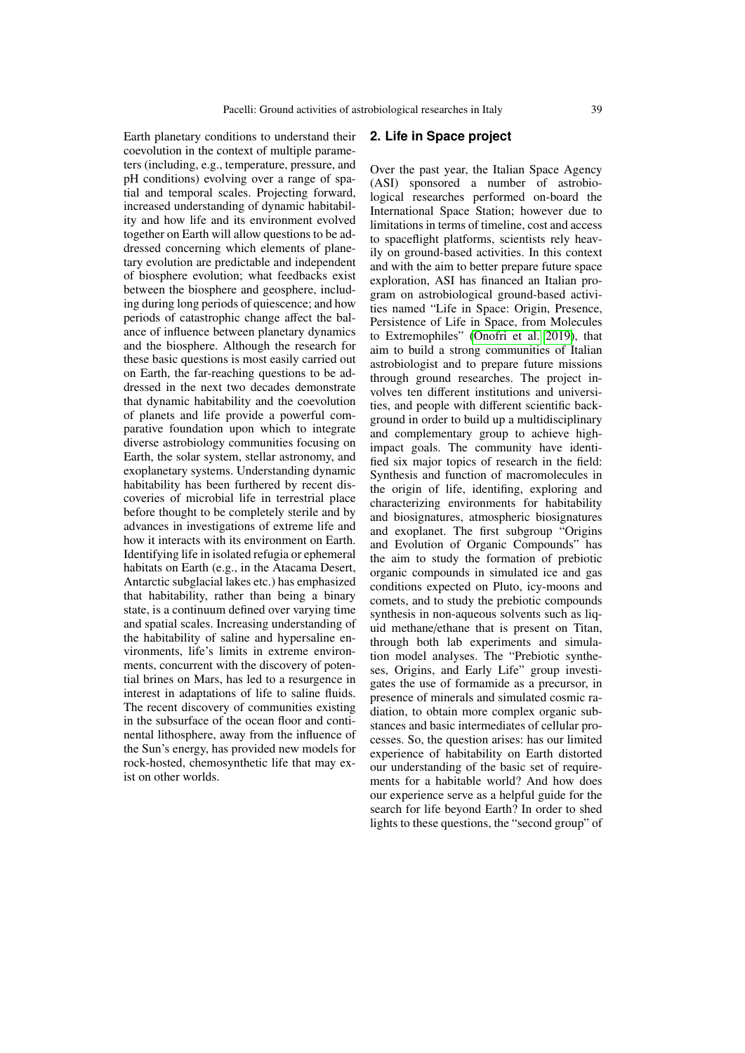Earth planetary conditions to understand their coevolution in the context of multiple parameters (including, e.g., temperature, pressure, and pH conditions) evolving over a range of spatial and temporal scales. Projecting forward, increased understanding of dynamic habitability and how life and its environment evolved together on Earth will allow questions to be addressed concerning which elements of planetary evolution are predictable and independent of biosphere evolution; what feedbacks exist between the biosphere and geosphere, including during long periods of quiescence; and how periods of catastrophic change affect the balance of influence between planetary dynamics and the biosphere. Although the research for these basic questions is most easily carried out on Earth, the far-reaching questions to be addressed in the next two decades demonstrate that dynamic habitability and the coevolution of planets and life provide a powerful comparative foundation upon which to integrate diverse astrobiology communities focusing on Earth, the solar system, stellar astronomy, and exoplanetary systems. Understanding dynamic habitability has been furthered by recent discoveries of microbial life in terrestrial place before thought to be completely sterile and by advances in investigations of extreme life and how it interacts with its environment on Earth. Identifying life in isolated refugia or ephemeral habitats on Earth (e.g., in the Atacama Desert, Antarctic subglacial lakes etc.) has emphasized that habitability, rather than being a binary state, is a continuum defined over varying time and spatial scales. Increasing understanding of the habitability of saline and hypersaline environments, life's limits in extreme environments, concurrent with the discovery of potential brines on Mars, has led to a resurgence in interest in adaptations of life to saline fluids. The recent discovery of communities existing in the subsurface of the ocean floor and continental lithosphere, away from the influence of the Sun's energy, has provided new models for rock-hosted, chemosynthetic life that may exist on other worlds.

## 2. Life in Space project

Over the past year, the Italian Space Agency (ASI) sponsored a number of astrobiological researches performed on-board the International Space Station; however due to limitations in terms of timeline, cost and access to spaceflight platforms, scientists rely heavily on ground-based activities. In this context and with the aim to better prepare future space exploration, ASI has financed an Italian program on astrobiological ground-based activities named "Life in Space: Origin, Presence, Persistence of Life in Space, from Molecules to Extremophiles" (Onofri et al. 2019), that aim to build a strong communities of Italian astrobiologist and to prepare future missions through ground researches. The project involves ten different institutions and universities, and people with different scientific background in order to build up a multidisciplinary and complementary group to achieve high-impact goals. The community have identified six major topics of research in the field: Synthesis and function of macromolecules in the origin of life, identifing, exploring and characterizing environments for habitability and biosignatures, atmospheric biosignatures and exoplanet. The first subgroup "Origins and Evolution of Organic Compounds" has the aim to study the formation of prebiotic organic compounds in simulated ice and gas conditions expected on Pluto, icy-moons and comets, and to study the prebiotic compounds synthesis in non-aqueous solvents such as liquid methane/ethane that is present on Titan, through both lab experiments and simulation model analyses. The "Prebiotic syntheses, Origins, and Early Life" group investigates the use of formamide as a precursor, in presence of minerals and simulated cosmic radiation, to obtain more complex organic substances and basic intermediates of cellular processes. So, the question arises: has our limited experience of habitability on Earth distorted our understanding of the basic set of requirements for a habitable world? And how does our experience serve as a helpful guide for the search for life beyond Earth? In order to shed lights to these questions, the "second group" of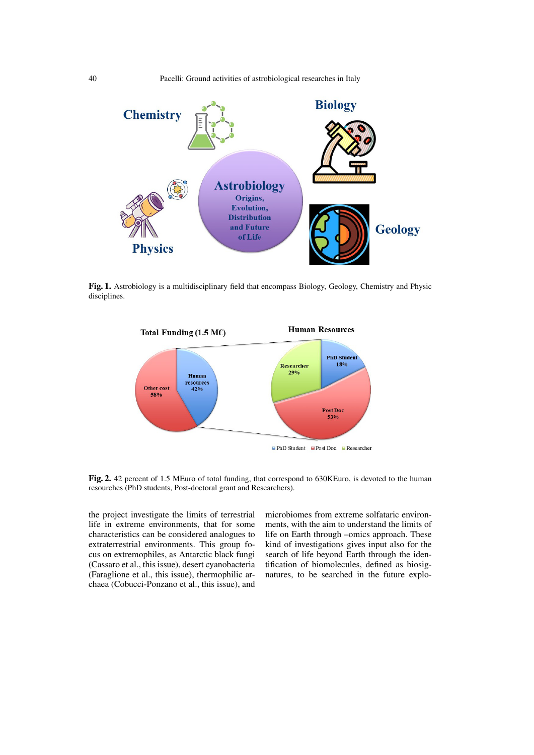**Fig. 1.** Astrobiology is a multidisciplinary field that encompass Biology, Geology, Chemistry and Physic disciplines.

**Fig. 2.** 42 percent of 1.5 MEuro of total funding, that correspond to 630KEuro, is devoted to the human resources (PhD students, Post-doctoral grant and Researchers).

the project investigate the limits of terrestrial life in extreme environments, that for some characteristics can be considered analogues to extraterrestrial environments. This group focus on extremophiles, as Antarctic black fungi (Cassaro et al., this issue), desert cyanobacteria (Faraglione et al., this issue), thermophilic archaea (Cobucci-Ponzano et al., this issue), and microbiomes from extreme solfataric environments, with the aim to understand the limits of life on Earth through –omics approach. These kind of investigations gives input also for the search of life beyond Earth through the identification of biomolecules, defined as biosignatures, to be searched in the future explo-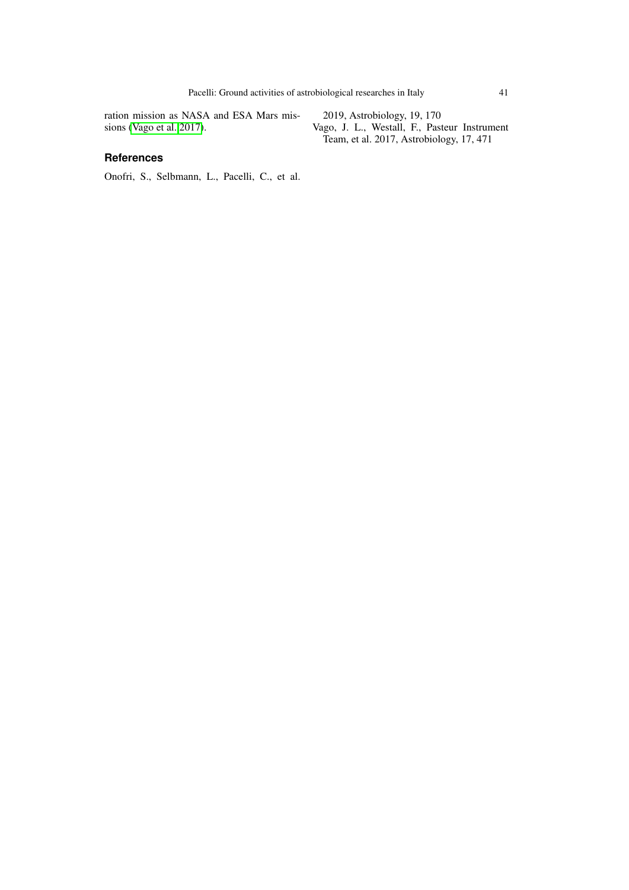ration mission as NASA and ESA Mars missions (Vago et al. 2017).

## References

Onofri, S., Selbmann, L., Pacelli, C., et al. 2019, Astrobiology, 19, 170

Vago, J. L., Westall, F., Pasteur Instrument Team, et al. 2017, Astrobiology, 17, 471